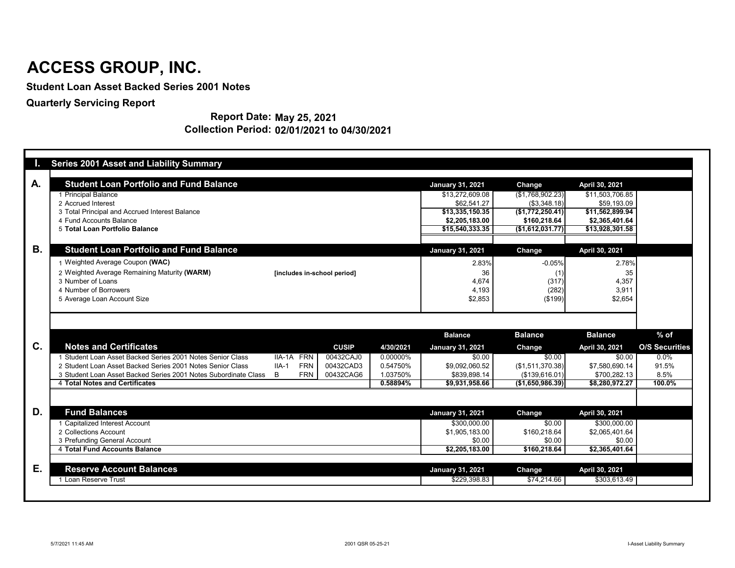# ACCESS GROUP, INC.

**Student Loan Asset Backed Series 2001 Notes**

**Quarterly Servicing Report**

**Report Date: May 25, 2021**

**Collection Period: 02/01/2021 to 04/30/2021**

## I. Series 2001 Asset and Liability Summary

### A. Student Loan Portfolio and Fund Balance

| | January 31, 2021 | Change | April 30, 2021 |
|---|---|---|---|
| 1 Principal Balance | $13,272,609.08 | ($1,768,902.23) | $11,503,706.85 |
| 2 Accrued Interest | $62,541.27 | ($3,348.18) | $59,193.09 |
| 3 Total Principal and Accrued Interest Balance | **$13,335,150.35** | **($1,772,250.41)** | **$11,562,899.94** |
| 4 Fund Accounts Balance | **$2,205,183.00** | **$160,218.64** | **$2,365,401.64** |
| 5 **Total Loan Portfolio Balance** | **$15,540,333.35** | **($1,612,031.77)** | **$13,928,301.58** |

### B. Student Loan Portfolio and Fund Balance

| | | January 31, 2021 | Change | April 30, 2021 |
|---|---|---|---|---|
| 1 Weighted Average Coupon **(WAC)** | | 2.83% | -0.05% | 2.78% |
| 2 Weighted Average Remaining Maturity **(WARM)** | **[includes in-school period]** | 36 | (1) | 35 |
| 3 Number of Loans | | 4,674 | (317) | 4,357 |
| 4 Number of Borrowers | | 4,193 | (282) | 3,911 |
| 5 Average Loan Account Size | | $2,853 | ($199) | $2,654 |

### C. Notes and Certificates

| Notes and Certificates | | | CUSIP | 4/30/2021 | Balance January 31, 2021 | Balance Change | Balance April 30, 2021 | % of O/S Securities |
|---|---|---|---|---|---|---|---|---|
| 1 Student Loan Asset Backed Series 2001 Notes Senior Class | IIA-1A | FRN | 00432CAJ0 | 0.00000% | $0.00 | $0.00 | $0.00 | 0.0% |
| 2 Student Loan Asset Backed Series 2001 Notes Senior Class | IIA-1 | FRN | 00432CAD3 | 0.54750% | $9,092,060.52 | ($1,511,370.38) | $7,580,690.14 | 91.5% |
| 3 Student Loan Asset Backed Series 2001 Notes Subordinate Class | B | FRN | 00432CAG6 | 1.03750% | $839,898.14 | ($139,616.01) | $700,282.13 | 8.5% |
| 4 **Total Notes and Certificates** | | | | **0.58894%** | **$9,931,958.66** | **($1,650,986.39)** | **$8,280,972.27** | **100.0%** |

### D. Fund Balances

| | January 31, 2021 | Change | April 30, 2021 |
|---|---|---|---|
| 1 Capitalized Interest Account | $300,000.00 | $0.00 | $300,000.00 |
| 2 Collections Account | $1,905,183.00 | $160,218.64 | $2,065,401.64 |
| 3 Prefunding General Account | $0.00 | $0.00 | $0.00 |
| 4 **Total Fund Accounts Balance** | **$2,205,183.00** | **$160,218.64** | **$2,365,401.64** |

### E. Reserve Account Balances

| | January 31, 2021 | Change | April 30, 2021 |
|---|---|---|---|
| 1 Loan Reserve Trust | $229,398.83 | $74,214.66 | $303,613.49 |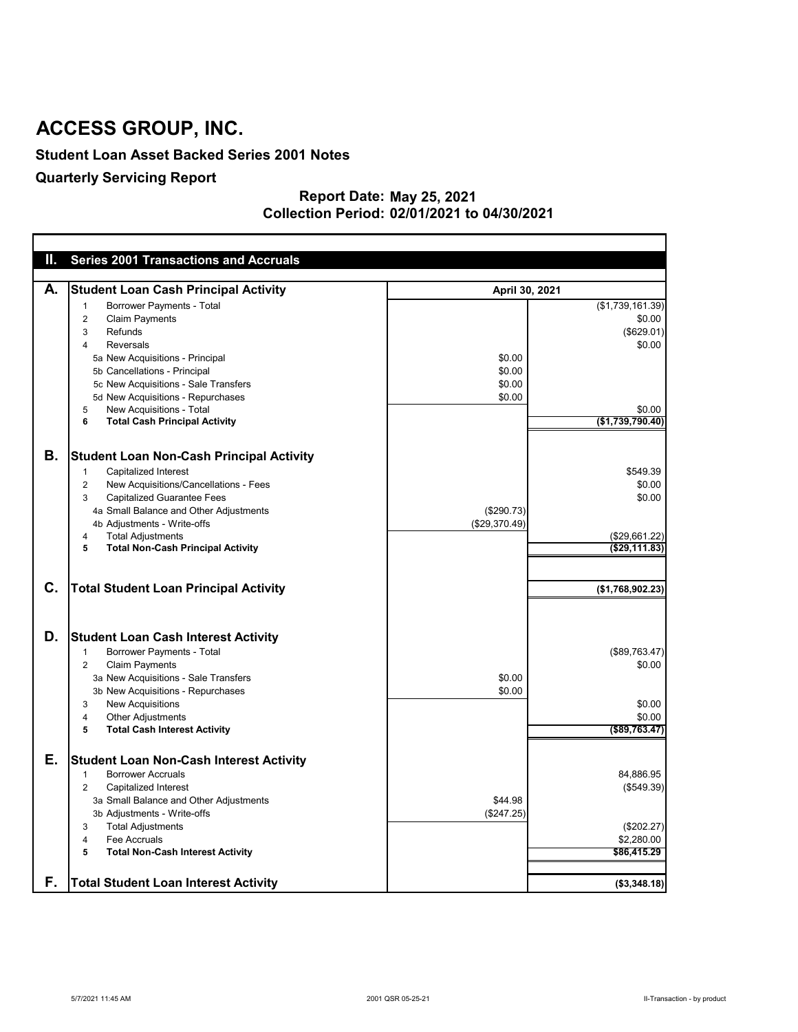# ACCESS GROUP, INC.

## Student Loan Asset Backed Series 2001 Notes

## Quarterly Servicing Report

**Report Date: May 25, 2021**
**Collection Period: 02/01/2021 to 04/30/2021**

| II. | Series 2001 Transactions and Accruals | | |
|---|---|---|---|
| **A.** | **Student Loan Cash Principal Activity** | **April 30, 2021** | |
| | 1 Borrower Payments - Total | | ($1,739,161.39) |
| | 2 Claim Payments | | $0.00 |
| | 3 Refunds | | ($629.01) |
| | 4 Reversals | | $0.00 |
| | 5a New Acquisitions - Principal | $0.00 | |
| | 5b Cancellations - Principal | $0.00 | |
| | 5c New Acquisitions - Sale Transfers | $0.00 | |
| | 5d New Acquisitions - Repurchases | $0.00 | |
| | 5 New Acquisitions - Total | | $0.00 |
| | **6 Total Cash Principal Activity** | | **($1,739,790.40)** |
| **B.** | **Student Loan Non-Cash Principal Activity** | | |
| | 1 Capitalized Interest | | $549.39 |
| | 2 New Acquisitions/Cancellations - Fees | | $0.00 |
| | 3 Capitalized Guarantee Fees | | $0.00 |
| | 4a Small Balance and Other Adjustments | ($290.73) | |
| | 4b Adjustments - Write-offs | ($29,370.49) | |
| | 4 Total Adjustments | | ($29,661.22) |
| | **5 Total Non-Cash Principal Activity** | | **($29,111.83)** |
| **C.** | **Total Student Loan Principal Activity** | | **($1,768,902.23)** |
| **D.** | **Student Loan Cash Interest Activity** | | |
| | 1 Borrower Payments - Total | | ($89,763.47) |
| | 2 Claim Payments | | $0.00 |
| | 3a New Acquisitions - Sale Transfers | $0.00 | |
| | 3b New Acquisitions - Repurchases | $0.00 | |
| | 3 New Acquisitions | | $0.00 |
| | 4 Other Adjustments | | $0.00 |
| | **5 Total Cash Interest Activity** | | **($89,763.47)** |
| **E.** | **Student Loan Non-Cash Interest Activity** | | |
| | 1 Borrower Accruals | | 84,886.95 |
| | 2 Capitalized Interest | | ($549.39) |
| | 3a Small Balance and Other Adjustments | $44.98 | |
| | 3b Adjustments - Write-offs | ($247.25) | |
| | 3 Total Adjustments | | ($202.27) |
| | 4 Fee Accruals | | $2,280.00 |
| | **5 Total Non-Cash Interest Activity** | | **$86,415.29** |
| **F.** | **Total Student Loan Interest Activity** | | **($3,348.18)** |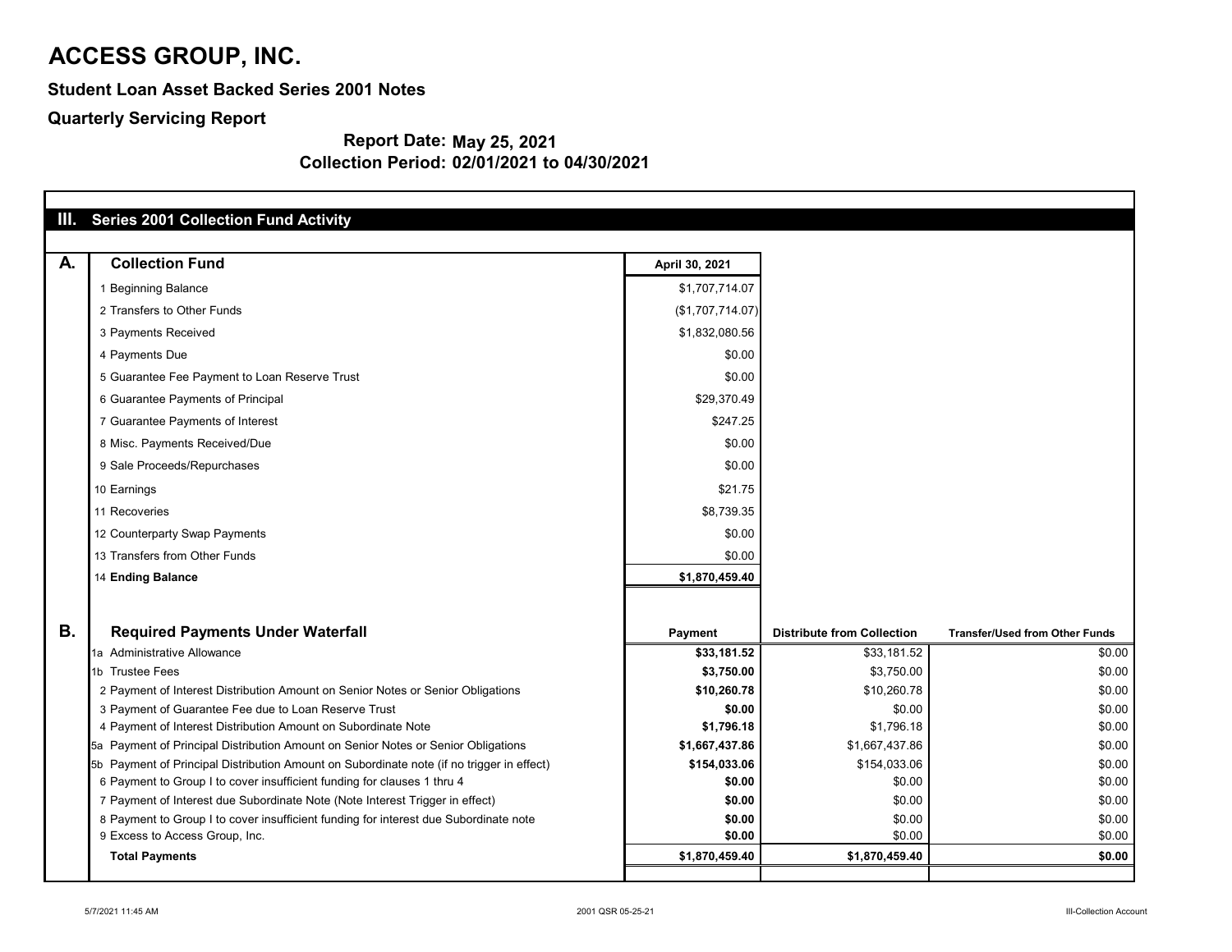# ACCESS GROUP, INC.

## Student Loan Asset Backed Series 2001 Notes

## Quarterly Servicing Report

**Report Date: May 25, 2021**

**Collection Period: 02/01/2021 to 04/30/2021**

### III. Series 2001 Collection Fund Activity

| A. | Collection Fund | April 30, 2021 |
|---|---|---|
| | 1 Beginning Balance | $1,707,714.07 |
| | 2 Transfers to Other Funds | ($1,707,714.07) |
| | 3 Payments Received | $1,832,080.56 |
| | 4 Payments Due | $0.00 |
| | 5 Guarantee Fee Payment to Loan Reserve Trust | $0.00 |
| | 6 Guarantee Payments of Principal | $29,370.49 |
| | 7 Guarantee Payments of Interest | $247.25 |
| | 8 Misc. Payments Received/Due | $0.00 |
| | 9 Sale Proceeds/Repurchases | $0.00 |
| | 10 Earnings | $21.75 |
| | 11 Recoveries | $8,739.35 |
| | 12 Counterparty Swap Payments | $0.00 |
| | 13 Transfers from Other Funds | $0.00 |
| | 14 **Ending Balance** | **$1,870,459.40** |

| B. | Required Payments Under Waterfall | Payment | Distribute from Collection | Transfer/Used from Other Funds |
|---|---|---|---|---|
| | 1a Administrative Allowance | **$33,181.52** | $33,181.52 | $0.00 |
| | 1b Trustee Fees | **$3,750.00** | $3,750.00 | $0.00 |
| | 2 Payment of Interest Distribution Amount on Senior Notes or Senior Obligations | **$10,260.78** | $10,260.78 | $0.00 |
| | 3 Payment of Guarantee Fee due to Loan Reserve Trust | **$0.00** | $0.00 | $0.00 |
| | 4 Payment of Interest Distribution Amount on Subordinate Note | **$1,796.18** | $1,796.18 | $0.00 |
| | 5a Payment of Principal Distribution Amount on Senior Notes or Senior Obligations | **$1,667,437.86** | $1,667,437.86 | $0.00 |
| | 5b Payment of Principal Distribution Amount on Subordinate note (if no trigger in effect) | **$154,033.06** | $154,033.06 | $0.00 |
| | 6 Payment to Group I to cover insufficient funding for clauses 1 thru 4 | **$0.00** | $0.00 | $0.00 |
| | 7 Payment of Interest due Subordinate Note (Note Interest Trigger in effect) | **$0.00** | $0.00 | $0.00 |
| | 8 Payment to Group I to cover insufficient funding for interest due Subordinate note | **$0.00** | $0.00 | $0.00 |
| | 9 Excess to Access Group, Inc. | **$0.00** | $0.00 | $0.00 |
| | **Total Payments** | **$1,870,459.40** | **$1,870,459.40** | **$0.00** |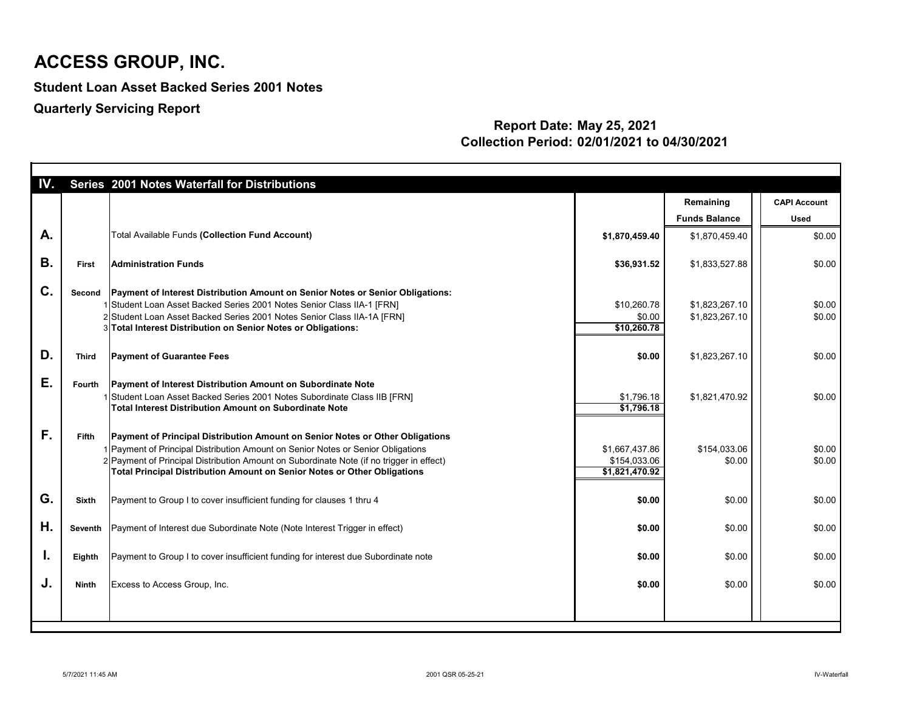# ACCESS GROUP, INC.

## Student Loan Asset Backed Series 2001 Notes

## Quarterly Servicing Report

**Report Date: May 25, 2021**
**Collection Period: 02/01/2021 to 04/30/2021**

| IV. | Series 2001 Notes Waterfall for Distributions | | | Remaining Funds Balance | CAPI Account Used |
|---|---|---|---|---|---|
| A. | | Total Available Funds **(Collection Fund Account)** | **$1,870,459.40** | $1,870,459.40 | $0.00 |
| B. | First | **Administration Funds** | **$36,931.52** | $1,833,527.88 | $0.00 |
| C. | Second | **Payment of Interest Distribution Amount on Senior Notes or Senior Obligations:** | | | |
| | 1 | Student Loan Asset Backed Series 2001 Notes Senior Class IIA-1 [FRN] | $10,260.78 | $1,823,267.10 | $0.00 |
| | 2 | Student Loan Asset Backed Series 2001 Notes Senior Class IIA-1A [FRN] | $0.00 | $1,823,267.10 | $0.00 |
| | 3 | **Total Interest Distribution on Senior Notes or Obligations:** | **$10,260.78** | | |
| D. | Third | **Payment of Guarantee Fees** | **$0.00** | $1,823,267.10 | $0.00 |
| E. | Fourth | **Payment of Interest Distribution Amount on Subordinate Note** | | | |
| | 1 | Student Loan Asset Backed Series 2001 Notes Subordinate Class IIB [FRN] | $1,796.18 | $1,821,470.92 | $0.00 |
| | | **Total Interest Distribution Amount on Subordinate Note** | **$1,796.18** | | |
| F. | Fifth | **Payment of Principal Distribution Amount on Senior Notes or Other Obligations** | | | |
| | 1 | Payment of Principal Distribution Amount on Senior Notes or Senior Obligations | $1,667,437.86 | $154,033.06 | $0.00 |
| | 2 | Payment of Principal Distribution Amount on Subordinate Note (if no trigger in effect) | $154,033.06 | $0.00 | $0.00 |
| | | **Total Principal Distribution Amount on Senior Notes or Other Obligations** | **$1,821,470.92** | | |
| G. | Sixth | Payment to Group I to cover insufficient funding for clauses 1 thru 4 | **$0.00** | $0.00 | $0.00 |
| H. | Seventh | Payment of Interest due Subordinate Note (Note Interest Trigger in effect) | **$0.00** | $0.00 | $0.00 |
| I. | Eighth | Payment to Group I to cover insufficient funding for interest due Subordinate note | **$0.00** | $0.00 | $0.00 |
| J. | Ninth | Excess to Access Group, Inc. | **$0.00** | $0.00 | $0.00 |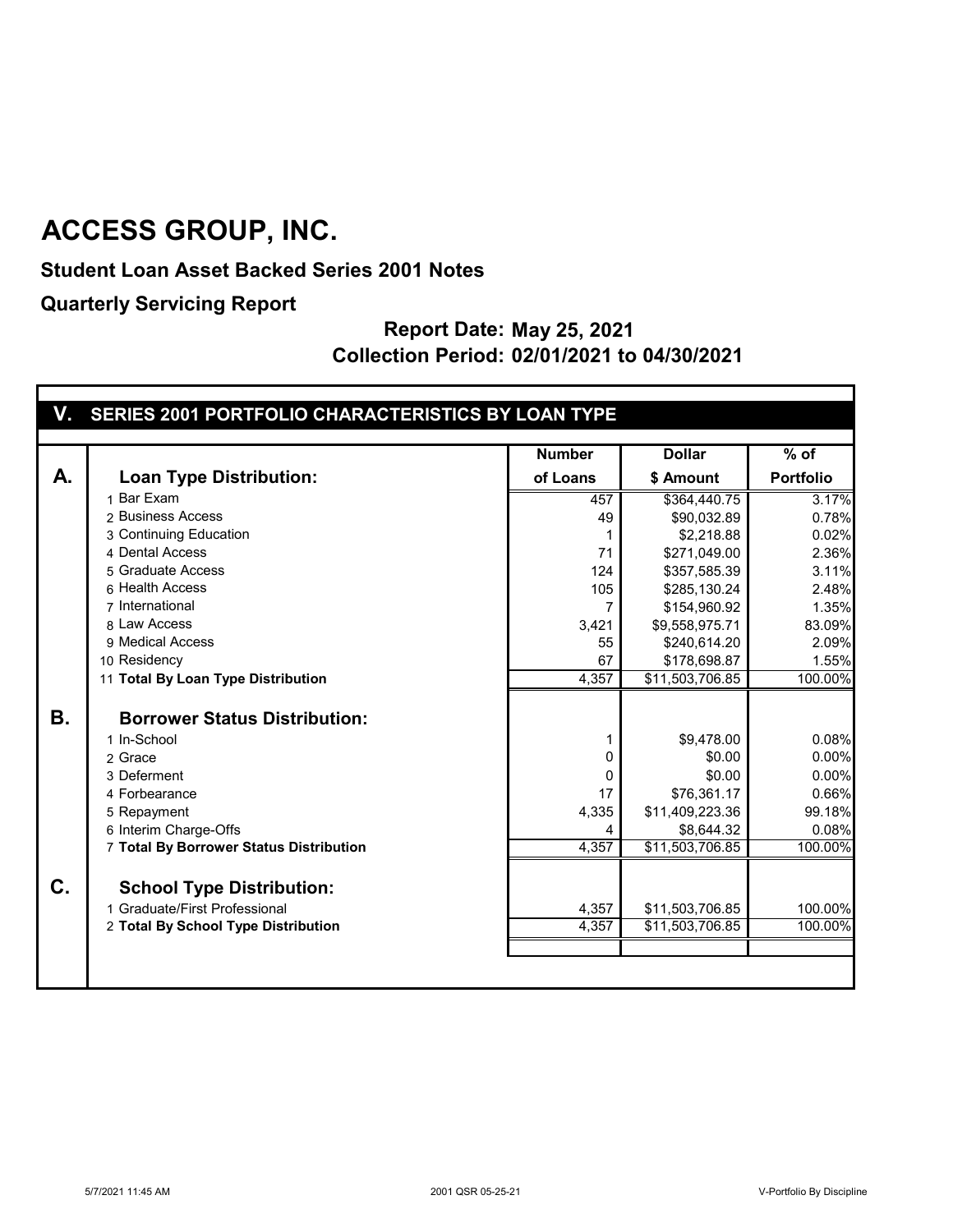# ACCESS GROUP, INC.

**Student Loan Asset Backed Series 2001 Notes**

**Quarterly Servicing Report**

**Report Date: May 25, 2021**

**Collection Period: 02/01/2021 to 04/30/2021**

## V. SERIES 2001 PORTFOLIO CHARACTERISTICS BY LOAN TYPE

| | | Number of Loans | Dollar $ Amount | % of Portfolio |
|---|---|---|---|---|
| **A.** | **Loan Type Distribution:** | | | |
| | 1 Bar Exam | 457 | $364,440.75 | 3.17% |
| | 2 Business Access | 49 | $90,032.89 | 0.78% |
| | 3 Continuing Education | 1 | $2,218.88 | 0.02% |
| | 4 Dental Access | 71 | $271,049.00 | 2.36% |
| | 5 Graduate Access | 124 | $357,585.39 | 3.11% |
| | 6 Health Access | 105 | $285,130.24 | 2.48% |
| | 7 International | 7 | $154,960.92 | 1.35% |
| | 8 Law Access | 3,421 | $9,558,975.71 | 83.09% |
| | 9 Medical Access | 55 | $240,614.20 | 2.09% |
| | 10 Residency | 67 | $178,698.87 | 1.55% |
| | 11 **Total By Loan Type Distribution** | 4,357 | $11,503,706.85 | 100.00% |
| **B.** | **Borrower Status Distribution:** | | | |
| | 1 In-School | 1 | $9,478.00 | 0.08% |
| | 2 Grace | 0 | $0.00 | 0.00% |
| | 3 Deferment | 0 | $0.00 | 0.00% |
| | 4 Forbearance | 17 | $76,361.17 | 0.66% |
| | 5 Repayment | 4,335 | $11,409,223.36 | 99.18% |
| | 6 Interim Charge-Offs | 4 | $8,644.32 | 0.08% |
| | 7 **Total By Borrower Status Distribution** | 4,357 | $11,503,706.85 | 100.00% |
| **C.** | **School Type Distribution:** | | | |
| | 1 Graduate/First Professional | 4,357 | $11,503,706.85 | 100.00% |
| | 2 **Total By School Type Distribution** | 4,357 | $11,503,706.85 | 100.00% |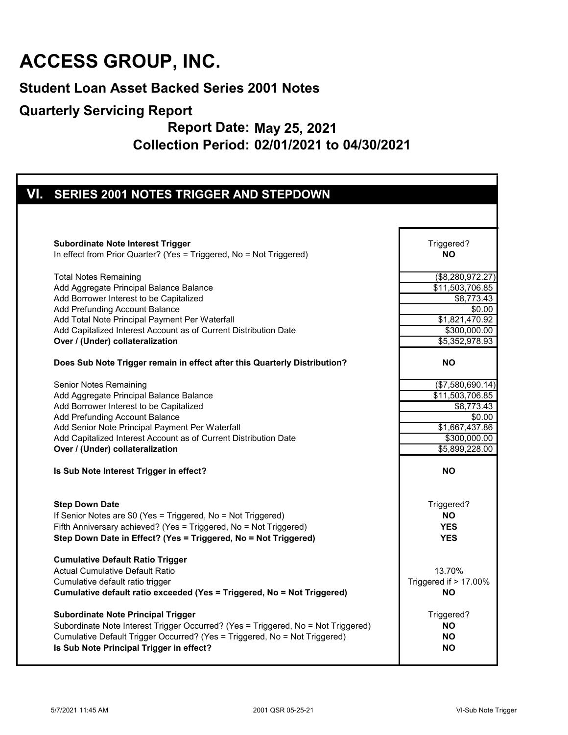# ACCESS GROUP, INC.

## Student Loan Asset Backed Series 2001 Notes

## Quarterly Servicing Report

### Report Date: May 25, 2021

### Collection Period: 02/01/2021 to 04/30/2021

## VI. SERIES 2001 NOTES TRIGGER AND STEPDOWN

| | |
|---|---|
| **Subordinate Note Interest Trigger** | Triggered? |
| In effect from Prior Quarter? (Yes = Triggered, No = Not Triggered) | **NO** |
| | |
| Total Notes Remaining | ($8,280,972.27) |
| Add Aggregate Principal Balance Balance | $11,503,706.85 |
| Add Borrower Interest to be Capitalized | $8,773.43 |
| Add Prefunding Account Balance | $0.00 |
| Add Total Note Principal Payment Per Waterfall | $1,821,470.92 |
| Add Capitalized Interest Account as of Current Distribution Date | $300,000.00 |
| **Over / (Under) collateralization** | $5,352,978.93 |
| | |
| **Does Sub Note Trigger remain in effect after this Quarterly Distribution?** | **NO** |
| | |
| Senior Notes Remaining | ($7,580,690.14) |
| Add Aggregate Principal Balance Balance | $11,503,706.85 |
| Add Borrower Interest to be Capitalized | $8,773.43 |
| Add Prefunding Account Balance | $0.00 |
| Add Senior Note Principal Payment Per Waterfall | $1,667,437.86 |
| Add Capitalized Interest Account as of Current Distribution Date | $300,000.00 |
| **Over / (Under) collateralization** | $5,899,228.00 |
| | |
| **Is Sub Note Interest Trigger in effect?** | **NO** |
| | |
| **Step Down Date** | Triggered? |
| If Senior Notes are $0 (Yes = Triggered, No = Not Triggered) | **NO** |
| Fifth Anniversary achieved? (Yes = Triggered, No = Not Triggered) | **YES** |
| **Step Down Date in Effect? (Yes = Triggered, No = Not Triggered)** | **YES** |
| | |
| **Cumulative Default Ratio Trigger** | |
| Actual Cumulative Default Ratio | 13.70% |
| Cumulative default ratio trigger | Triggered if > 17.00% |
| **Cumulative default ratio exceeded (Yes = Triggered, No = Not Triggered)** | **NO** |
| | |
| **Subordinate Note Principal Trigger** | Triggered? |
| Subordinate Note Interest Trigger Occurred? (Yes = Triggered, No = Not Triggered) | **NO** |
| Cumulative Default Trigger Occurred? (Yes = Triggered, No = Not Triggered) | **NO** |
| **Is Sub Note Principal Trigger in effect?** | **NO** |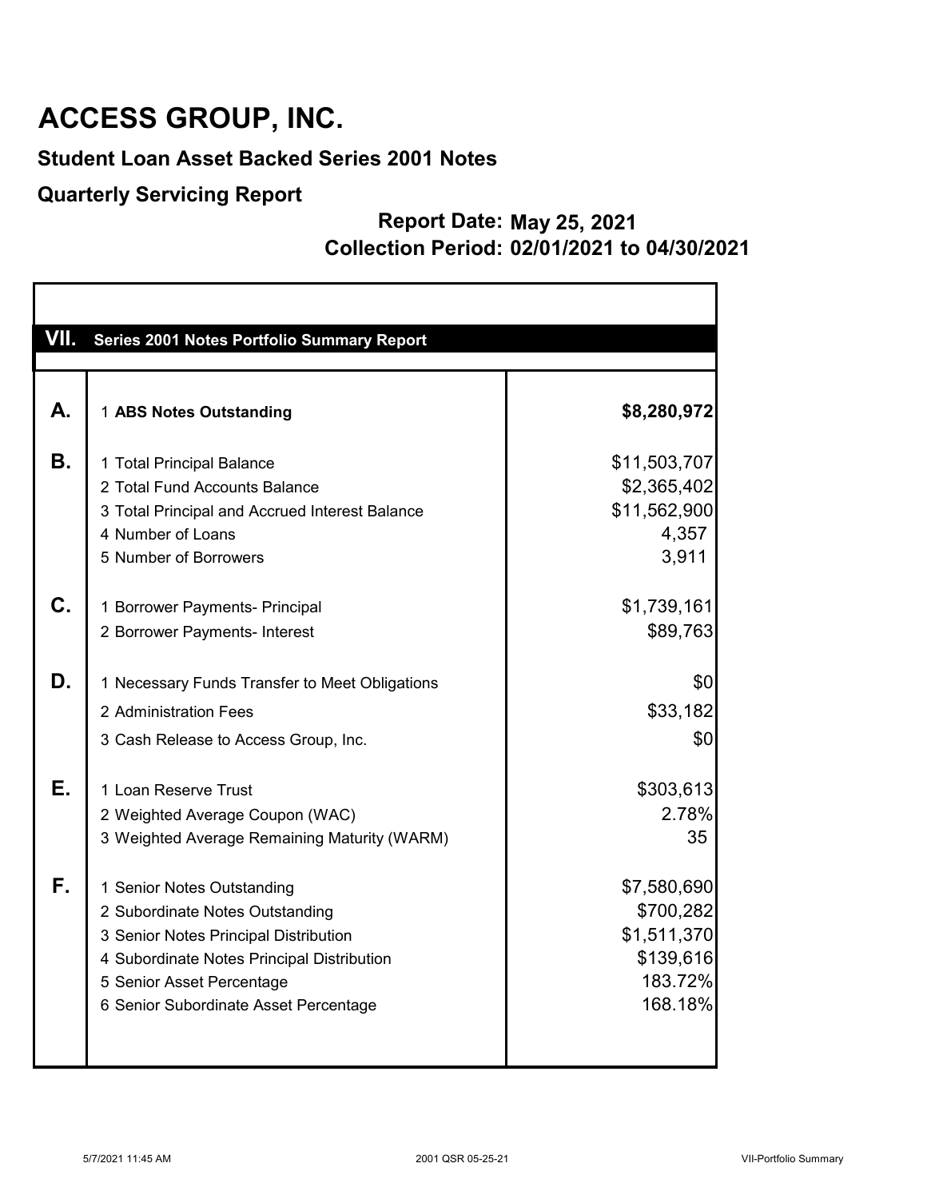# ACCESS GROUP, INC.

## Student Loan Asset Backed Series 2001 Notes

## Quarterly Servicing Report

**Report Date: May 25, 2021**
**Collection Period: 02/01/2021 to 04/30/2021**

| VII. | Series 2001 Notes Portfolio Summary Report | |
|---|---|---|
| **A.** | 1 **ABS Notes Outstanding** | **$8,280,972** |
| **B.** | 1 Total Principal Balance | $11,503,707 |
| | 2 Total Fund Accounts Balance | $2,365,402 |
| | 3 Total Principal and Accrued Interest Balance | $11,562,900 |
| | 4 Number of Loans | 4,357 |
| | 5 Number of Borrowers | 3,911 |
| **C.** | 1 Borrower Payments- Principal | $1,739,161 |
| | 2 Borrower Payments- Interest | $89,763 |
| **D.** | 1 Necessary Funds Transfer to Meet Obligations | $0 |
| | 2 Administration Fees | $33,182 |
| | 3 Cash Release to Access Group, Inc. | $0 |
| **E.** | 1 Loan Reserve Trust | $303,613 |
| | 2 Weighted Average Coupon (WAC) | 2.78% |
| | 3 Weighted Average Remaining Maturity (WARM) | 35 |
| **F.** | 1 Senior Notes Outstanding | $7,580,690 |
| | 2 Subordinate Notes Outstanding | $700,282 |
| | 3 Senior Notes Principal Distribution | $1,511,370 |
| | 4 Subordinate Notes Principal Distribution | $139,616 |
| | 5 Senior Asset Percentage | 183.72% |
| | 6 Senior Subordinate Asset Percentage | 168.18% |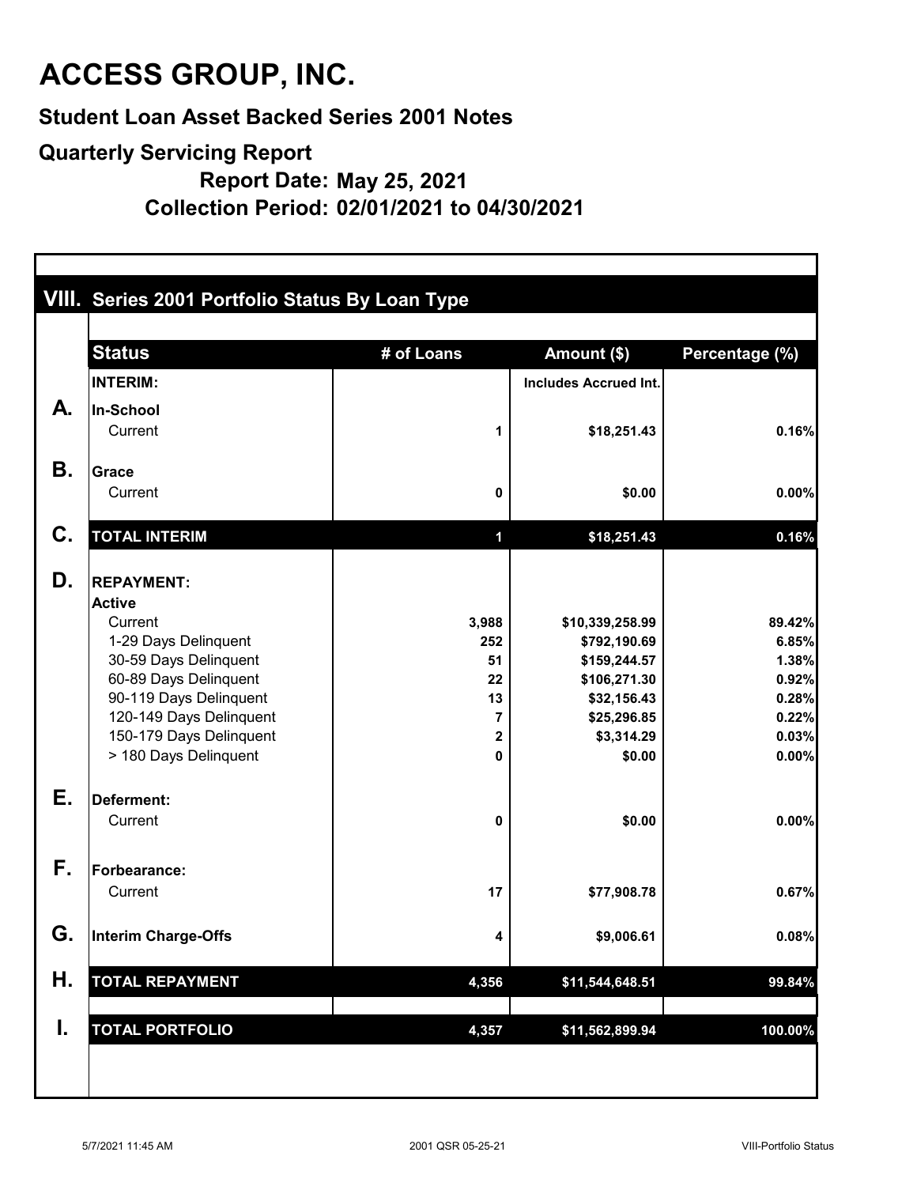# ACCESS GROUP, INC.

## Student Loan Asset Backed Series 2001 Notes

## Quarterly Servicing Report

**Report Date: May 25, 2021**

**Collection Period: 02/01/2021 to 04/30/2021**

### VIII. Series 2001 Portfolio Status By Loan Type

| | Status | # of Loans | Amount ($) | Percentage (%) |
|---|---|---|---|---|
| | **INTERIM:** | | **Includes Accrued Int.** | |
| **A.** | **In-School** | | | |
| | Current | 1 | $18,251.43 | 0.16% |
| **B.** | **Grace** | | | |
| | Current | 0 | $0.00 | 0.00% |
| **C.** | **TOTAL INTERIM** | 1 | $18,251.43 | 0.16% |
| **D.** | **REPAYMENT:** | | | |
| | **Active** | | | |
| | Current | 3,988 | $10,339,258.99 | 89.42% |
| | 1-29 Days Delinquent | 252 | $792,190.69 | 6.85% |
| | 30-59 Days Delinquent | 51 | $159,244.57 | 1.38% |
| | 60-89 Days Delinquent | 22 | $106,271.30 | 0.92% |
| | 90-119 Days Delinquent | 13 | $32,156.43 | 0.28% |
| | 120-149 Days Delinquent | 7 | $25,296.85 | 0.22% |
| | 150-179 Days Delinquent | 2 | $3,314.29 | 0.03% |
| | > 180 Days Delinquent | 0 | $0.00 | 0.00% |
| **E.** | **Deferment:** | | | |
| | Current | 0 | $0.00 | 0.00% |
| **F.** | **Forbearance:** | | | |
| | Current | 17 | $77,908.78 | 0.67% |
| **G.** | **Interim Charge-Offs** | 4 | $9,006.61 | 0.08% |
| **H.** | **TOTAL REPAYMENT** | 4,356 | $11,544,648.51 | 99.84% |
| **I.** | **TOTAL PORTFOLIO** | 4,357 | $11,562,899.94 | 100.00% |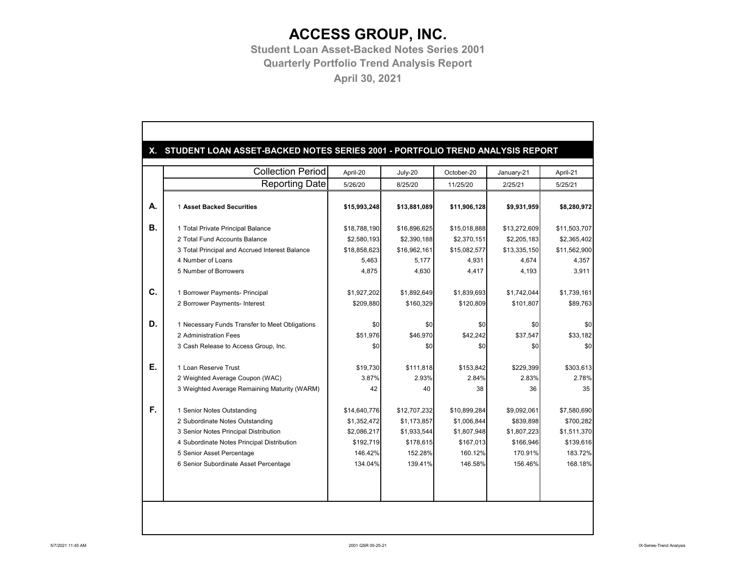# ACCESS GROUP, INC.

**Student Loan Asset-Backed Notes Series 2001**

**Quarterly Portfolio Trend Analysis Report**

**April 30, 2021**

## X. STUDENT LOAN ASSET-BACKED NOTES SERIES 2001 - PORTFOLIO TREND ANALYSIS REPORT

| | | April-20 | July-20 | October-20 | January-21 | April-21 |
|---|---|---|---|---|---|---|
| | **Collection Period** | April-20 | July-20 | October-20 | January-21 | April-21 |
| | **Reporting Date** | 5/26/20 | 8/25/20 | 11/25/20 | 2/25/21 | 5/25/21 |
| **A.** | 1 **Asset Backed Securities** | **$15,993,248** | **$13,881,089** | **$11,906,128** | **$9,931,959** | **$8,280,972** |
| **B.** | 1 Total Private Principal Balance | $18,788,190 | $16,896,625 | $15,018,888 | $13,272,609 | $11,503,707 |
| | 2 Total Fund Accounts Balance | $2,580,193 | $2,390,188 | $2,370,151 | $2,205,183 | $2,365,402 |
| | 3 Total Principal and Accrued Interest Balance | $18,858,623 | $16,962,161 | $15,082,577 | $13,335,150 | $11,562,900 |
| | 4 Number of Loans | 5,463 | 5,177 | 4,931 | 4,674 | 4,357 |
| | 5 Number of Borrowers | 4,875 | 4,630 | 4,417 | 4,193 | 3,911 |
| **C.** | 1 Borrower Payments- Principal | $1,927,202 | $1,892,649 | $1,839,693 | $1,742,044 | $1,739,161 |
| | 2 Borrower Payments- Interest | $209,880 | $160,329 | $120,809 | $101,807 | $89,763 |
| **D.** | 1 Necessary Funds Transfer to Meet Obligations | $0 | $0 | $0 | $0 | $0 |
| | 2 Administration Fees | $51,976 | $46,970 | $42,242 | $37,547 | $33,182 |
| | 3 Cash Release to Access Group, Inc. | $0 | $0 | $0 | $0 | $0 |
| **E.** | 1 Loan Reserve Trust | $19,730 | $111,818 | $153,842 | $229,399 | $303,613 |
| | 2 Weighted Average Coupon (WAC) | 3.87% | 2.93% | 2.84% | 2.83% | 2.78% |
| | 3 Weighted Average Remaining Maturity (WARM) | 42 | 40 | 38 | 36 | 35 |
| **F.** | 1 Senior Notes Outstanding | $14,640,776 | $12,707,232 | $10,899,284 | $9,092,061 | $7,580,690 |
| | 2 Subordinate Notes Outstanding | $1,352,472 | $1,173,857 | $1,006,844 | $839,898 | $700,282 |
| | 3 Senior Notes Principal Distribution | $2,086,217 | $1,933,544 | $1,807,948 | $1,807,223 | $1,511,370 |
| | 4 Subordinate Notes Principal Distribution | $192,719 | $178,615 | $167,013 | $166,946 | $139,616 |
| | 5 Senior Asset Percentage | 146.42% | 152.28% | 160.12% | 170.91% | 183.72% |
| | 6 Senior Subordinate Asset Percentage | 134.04% | 139.41% | 146.58% | 156.46% | 168.18% |